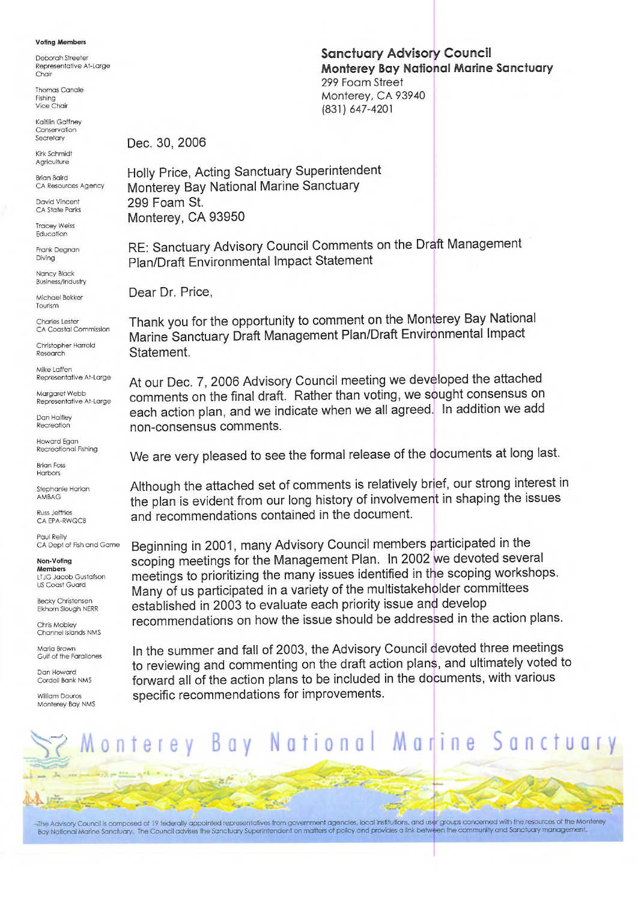**Sanctuary Advisory Council**
**Monterey Bay National Marine Sanctuary**
299 Foam Street
Monterey, CA 93940
(831) 647-4201

**Voting Members**

Deborah Streeter
Representative At-Large
Chair

Thomas Canale
Fishing
Vice Chair

Kaitilin Gaffney
Conservation
Secretary

Kirk Schmidt
Agriculture

Brian Baird
CA Resources Agency

David Vincent
CA State Parks

Tracey Weiss
Education

Frank Degnan
Diving

Nancy Black
Business/Industry

Michael Bekker
Tourism

Charles Lester
CA Coastal Commission

Christopher Harrold
Research

Mike Laffen
Representative At-Large

Margaret Webb
Representative At-Large

Dan Haifley
Recreation

Howard Egan
Recreational Fishing

Brian Foss
Harbors

Stephanie Harlan
AMBAG

Russ Jeffries
CA EPA-RWQCB

Paul Reilly
CA Dept of Fish and Game

**Non-Voting Members**

LTJG Jacob Gustafson
US Coast Guard

Becky Christensen
Elkhorn Slough NERR

Chris Mobley
Channel Islands NMS

Maria Brown
Gulf of the Farallones

Dan Howard
Cordell Bank NMS

William Douros
Monterey Bay NMS

Dec. 30, 2006

Holly Price, Acting Sanctuary Superintendent
Monterey Bay National Marine Sanctuary
299 Foam St.
Monterey, CA 93950

RE: Sanctuary Advisory Council Comments on the Draft Management Plan/Draft Environmental Impact Statement

Dear Dr. Price,

Thank you for the opportunity to comment on the Monterey Bay National Marine Sanctuary Draft Management Plan/Draft Environmental Impact Statement.

At our Dec. 7, 2006 Advisory Council meeting we developed the attached comments on the final draft. Rather than voting, we sought consensus on each action plan, and we indicate when we all agreed. In addition we add non-consensus comments.

We are very pleased to see the formal release of the documents at long last.

Although the attached set of comments is relatively brief, our strong interest in the plan is evident from our long history of involvement in shaping the issues and recommendations contained in the document.

Beginning in 2001, many Advisory Council members participated in the scoping meetings for the Management Plan. In 2002 we devoted several meetings to prioritizing the many issues identified in the scoping workshops. Many of us participated in a variety of the multistakeholder committees established in 2003 to evaluate each priority issue and develop recommendations on how the issue should be addressed in the action plans.

In the summer and fall of 2003, the Advisory Council devoted three meetings to reviewing and commenting on the draft action plans, and ultimately voted to forward all of the action plans to be included in the documents, with various specific recommendations for improvements.

Monterey Bay National Marine Sanctuary

The Advisory Council is composed of 19 federally appointed representatives from government agencies, local institutions, and user groups concerned with the resources of the Monterey Bay National Marine Sanctuary. The Council advises the Sanctuary Superintendent on matters of policy and provides a link between the community and Sanctuary management.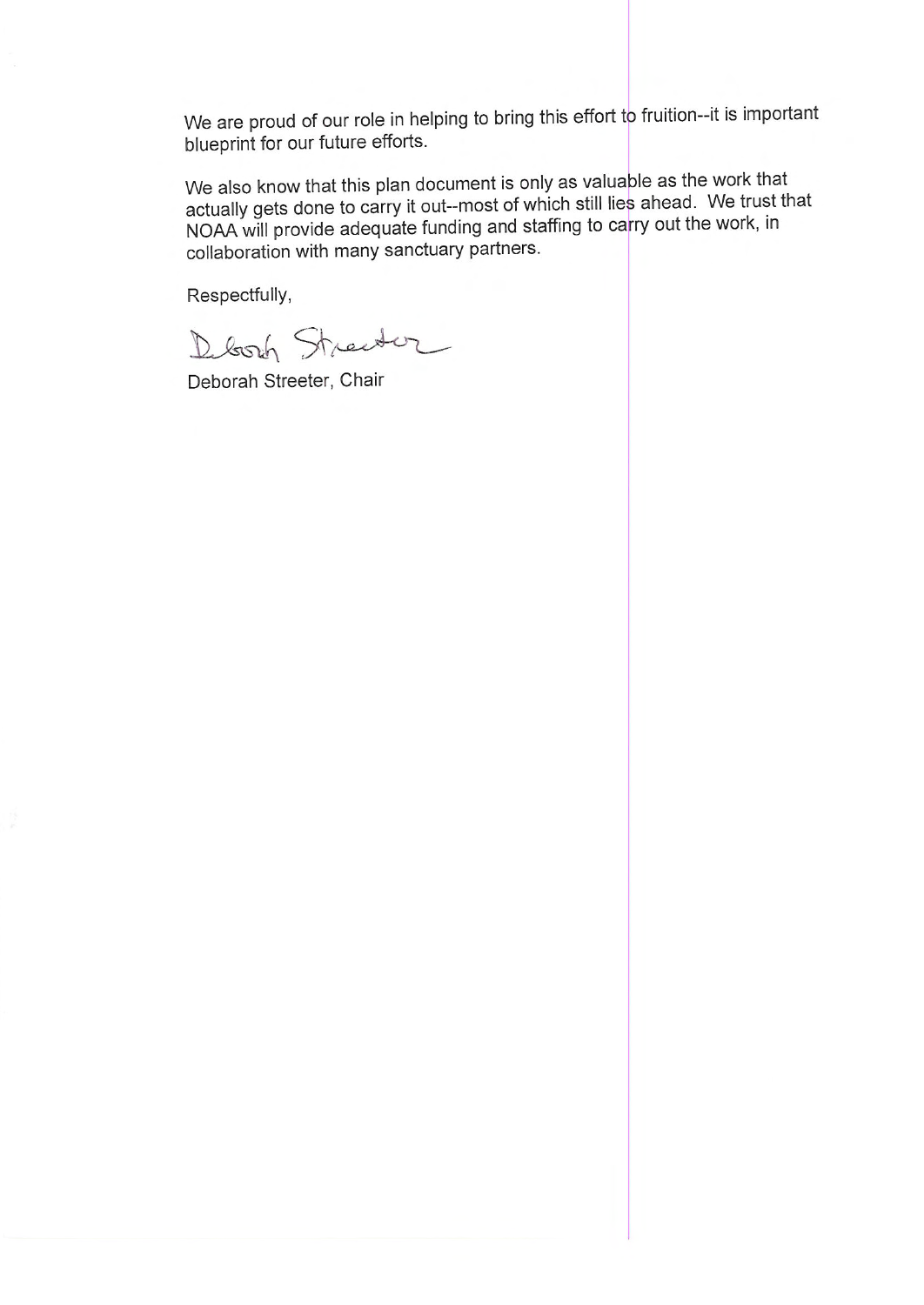We are proud of our role in helping to bring this effort to fruition--it is important blueprint for our future efforts.

We also know that this plan document is only as valuable as the work that actually gets done to carry it out--most of which still lies ahead. We trust that NOAA will provide adequate funding and staffing to carry out the work, in collaboration with many sanctuary partners.

Respectfully,

Deborah Streeter

Deborah Streeter, Chair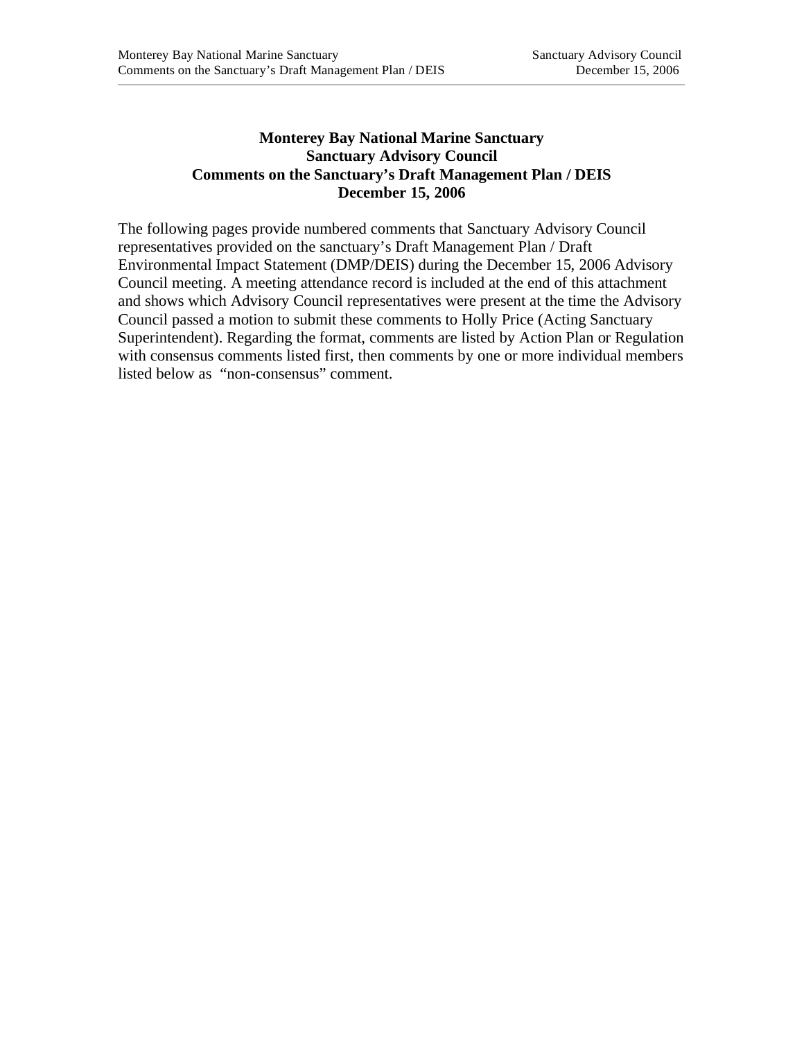**Monterey Bay National Marine Sanctuary**
**Sanctuary Advisory Council**
**Comments on the Sanctuary's Draft Management Plan / DEIS**
**December 15, 2006**

The following pages provide numbered comments that Sanctuary Advisory Council representatives provided on the sanctuary's Draft Management Plan / Draft Environmental Impact Statement (DMP/DEIS) during the December 15, 2006 Advisory Council meeting. A meeting attendance record is included at the end of this attachment and shows which Advisory Council representatives were present at the time the Advisory Council passed a motion to submit these comments to Holly Price (Acting Sanctuary Superintendent). Regarding the format, comments are listed by Action Plan or Regulation with consensus comments listed first, then comments by one or more individual members listed below as "non-consensus" comment.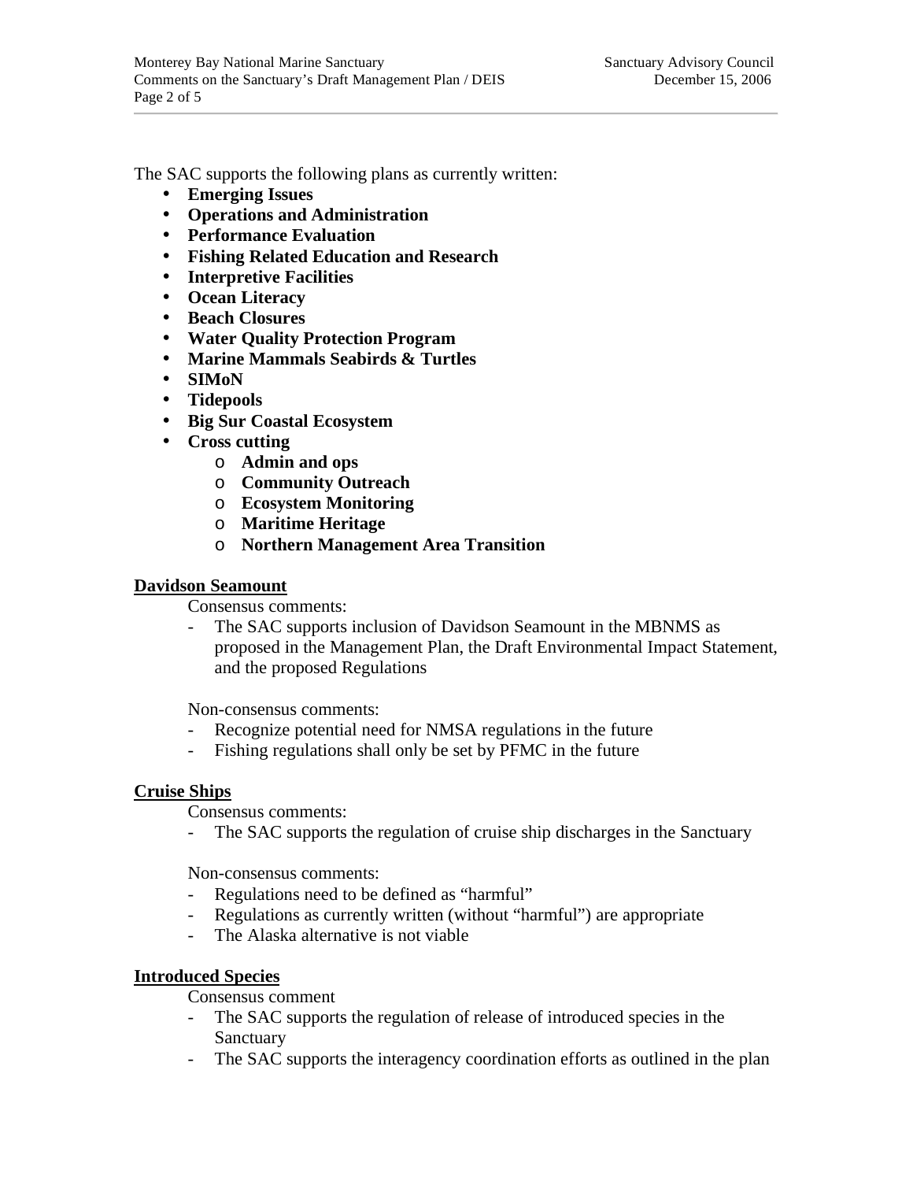The SAC supports the following plans as currently written:

- **Emerging Issues**
- **Operations and Administration**
- **Performance Evaluation**
- **Fishing Related Education and Research**
- **Interpretive Facilities**
- **Ocean Literacy**
- **Beach Closures**
- **Water Quality Protection Program**
- **Marine Mammals Seabirds & Turtles**
- **SIMoN**
- **Tidepools**
- **Big Sur Coastal Ecosystem**
- **Cross cutting**
  - **Admin and ops**
  - **Community Outreach**
  - **Ecosystem Monitoring**
  - **Maritime Heritage**
  - **Northern Management Area Transition**

**<u>Davidson Seamount</u>**

Consensus comments:

- The SAC supports inclusion of Davidson Seamount in the MBNMS as proposed in the Management Plan, the Draft Environmental Impact Statement, and the proposed Regulations

Non-consensus comments:

- Recognize potential need for NMSA regulations in the future
- Fishing regulations shall only be set by PFMC in the future

**<u>Cruise Ships</u>**

Consensus comments:

- The SAC supports the regulation of cruise ship discharges in the Sanctuary

Non-consensus comments:

- Regulations need to be defined as "harmful"
- Regulations as currently written (without "harmful") are appropriate
- The Alaska alternative is not viable

**<u>Introduced Species</u>**

Consensus comment

- The SAC supports the regulation of release of introduced species in the Sanctuary
- The SAC supports the interagency coordination efforts as outlined in the plan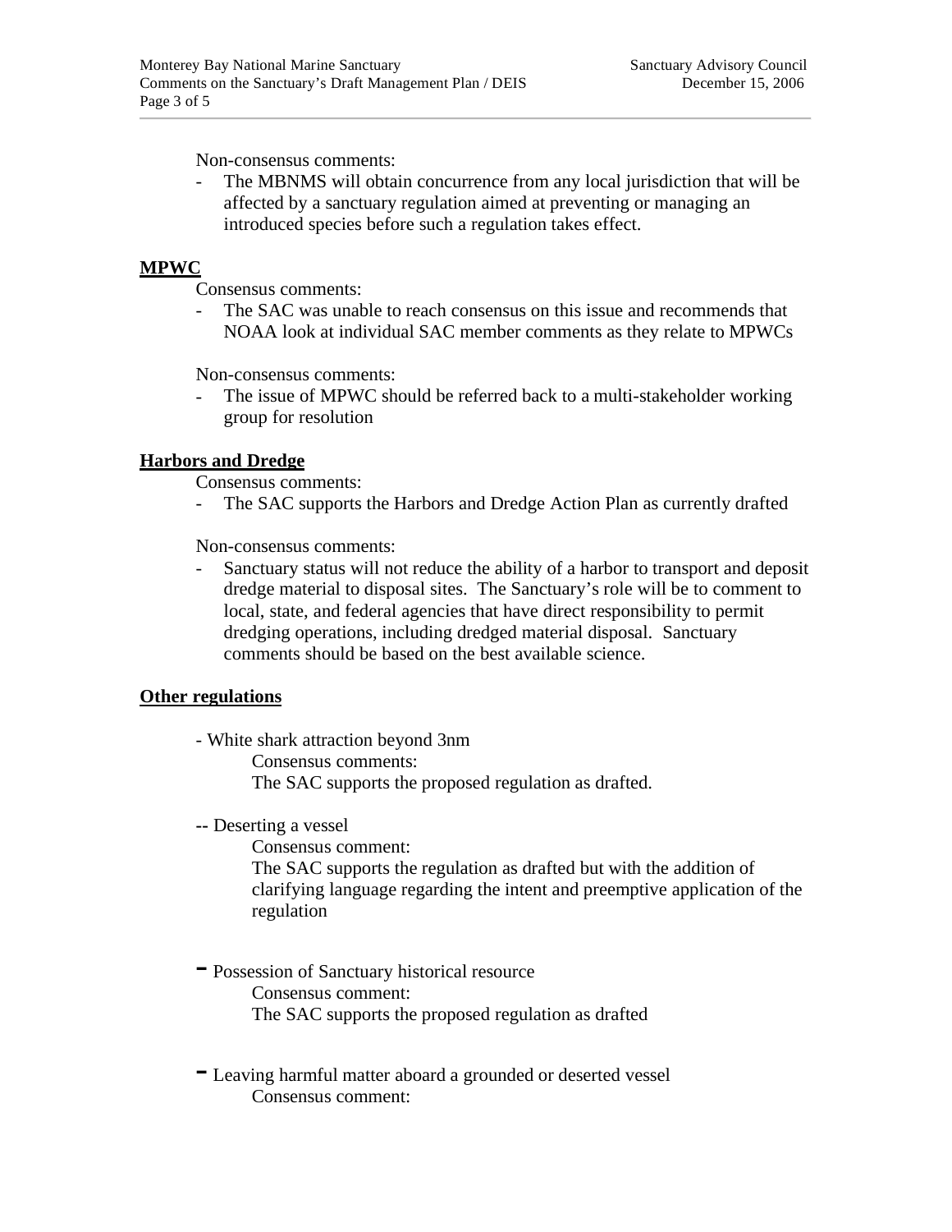Non-consensus comments:

- The MBNMS will obtain concurrence from any local jurisdiction that will be affected by a sanctuary regulation aimed at preventing or managing an introduced species before such a regulation takes effect.

**MPWC**

Consensus comments:

- The SAC was unable to reach consensus on this issue and recommends that NOAA look at individual SAC member comments as they relate to MPWCs

Non-consensus comments:

- The issue of MPWC should be referred back to a multi-stakeholder working group for resolution

**Harbors and Dredge**

Consensus comments:

- The SAC supports the Harbors and Dredge Action Plan as currently drafted

Non-consensus comments:

- Sanctuary status will not reduce the ability of a harbor to transport and deposit dredge material to disposal sites. The Sanctuary's role will be to comment to local, state, and federal agencies that have direct responsibility to permit dredging operations, including dredged material disposal. Sanctuary comments should be based on the best available science.

**Other regulations**

- White shark attraction beyond 3nm

  Consensus comments:

  The SAC supports the proposed regulation as drafted.

-- Deserting a vessel

  Consensus comment:

  The SAC supports the regulation as drafted but with the addition of clarifying language regarding the intent and preemptive application of the regulation

- Possession of Sanctuary historical resource

  Consensus comment:

  The SAC supports the proposed regulation as drafted

- Leaving harmful matter aboard a grounded or deserted vessel

  Consensus comment: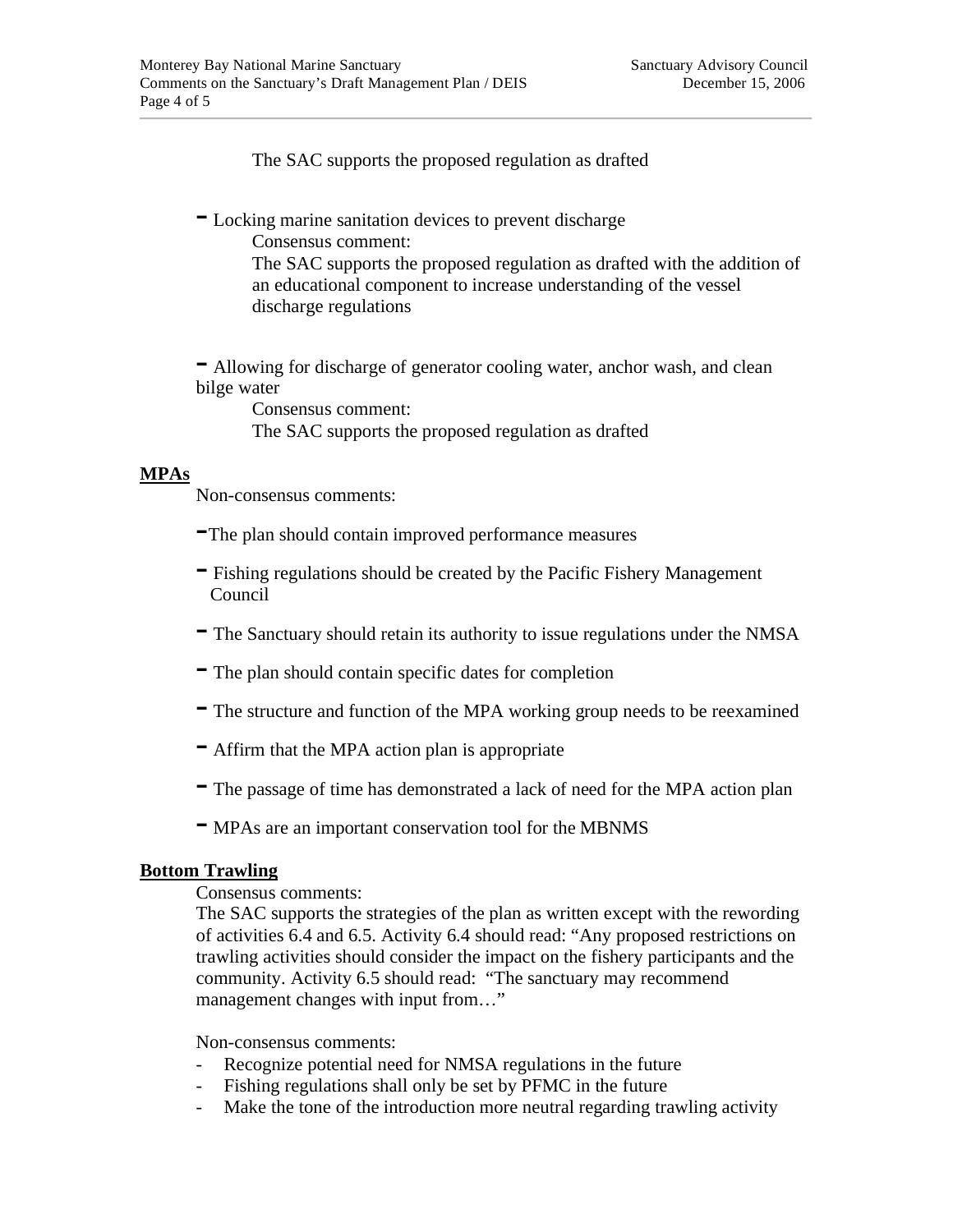The SAC supports the proposed regulation as drafted

- Locking marine sanitation devices to prevent discharge

  Consensus comment:

  The SAC supports the proposed regulation as drafted with the addition of an educational component to increase understanding of the vessel discharge regulations

- Allowing for discharge of generator cooling water, anchor wash, and clean bilge water

  Consensus comment:

  The SAC supports the proposed regulation as drafted

**MPAs**

Non-consensus comments:

- The plan should contain improved performance measures
- Fishing regulations should be created by the Pacific Fishery Management Council
- The Sanctuary should retain its authority to issue regulations under the NMSA
- The plan should contain specific dates for completion
- The structure and function of the MPA working group needs to be reexamined
- Affirm that the MPA action plan is appropriate
- The passage of time has demonstrated a lack of need for the MPA action plan
- MPAs are an important conservation tool for the MBNMS

**Bottom Trawling**

Consensus comments:

The SAC supports the strategies of the plan as written except with the rewording of activities 6.4 and 6.5. Activity 6.4 should read: "Any proposed restrictions on trawling activities should consider the impact on the fishery participants and the community. Activity 6.5 should read: "The sanctuary may recommend management changes with input from…"

Non-consensus comments:

- Recognize potential need for NMSA regulations in the future
- Fishing regulations shall only be set by PFMC in the future
- Make the tone of the introduction more neutral regarding trawling activity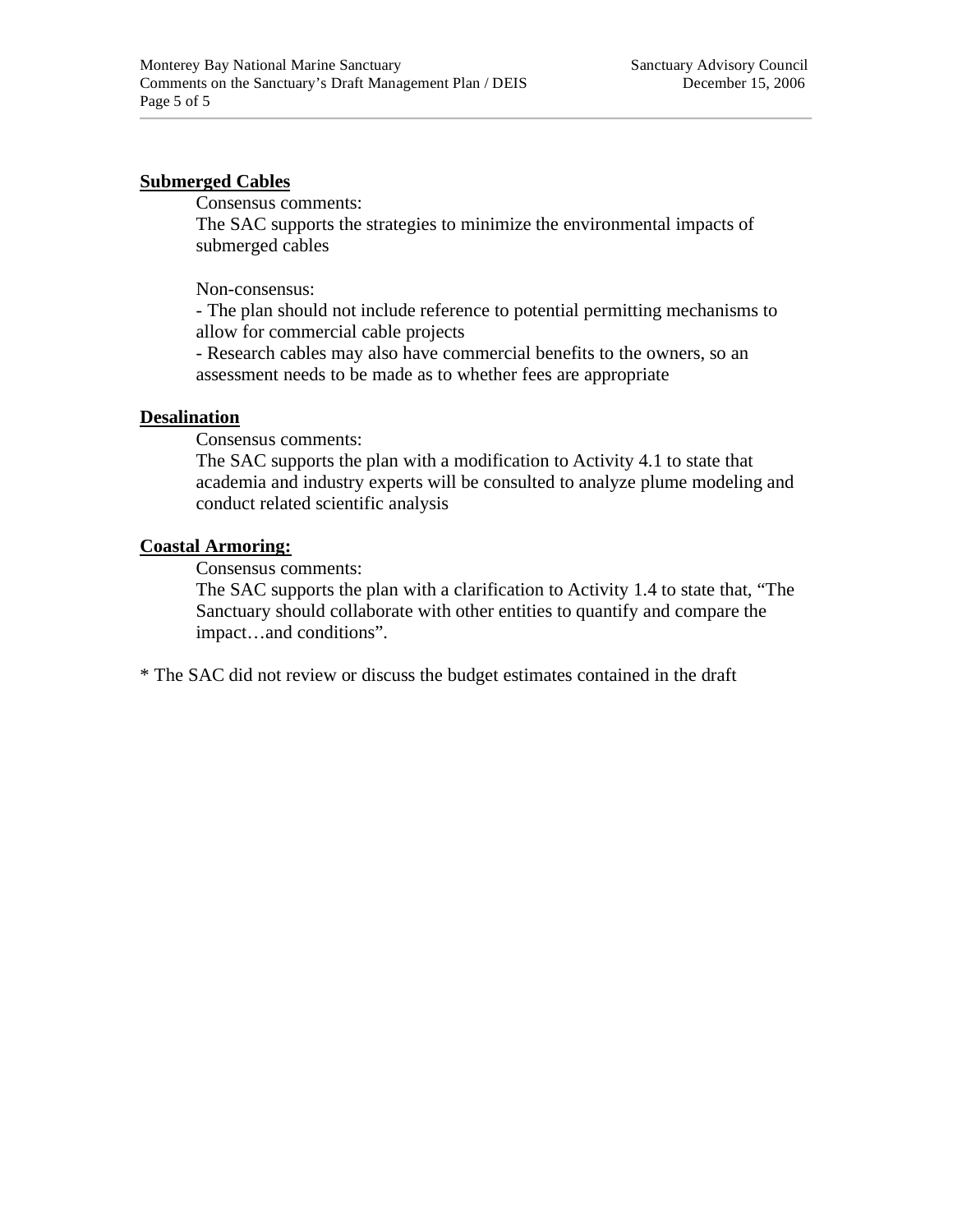**Submerged Cables**

Consensus comments:

The SAC supports the strategies to minimize the environmental impacts of submerged cables

Non-consensus:

- The plan should not include reference to potential permitting mechanisms to allow for commercial cable projects
- Research cables may also have commercial benefits to the owners, so an assessment needs to be made as to whether fees are appropriate

**Desalination**

Consensus comments:

The SAC supports the plan with a modification to Activity 4.1 to state that academia and industry experts will be consulted to analyze plume modeling and conduct related scientific analysis

**Coastal Armoring:**

Consensus comments:

The SAC supports the plan with a clarification to Activity 1.4 to state that, "The Sanctuary should collaborate with other entities to quantify and compare the impact…and conditions".

* The SAC did not review or discuss the budget estimates contained in the draft